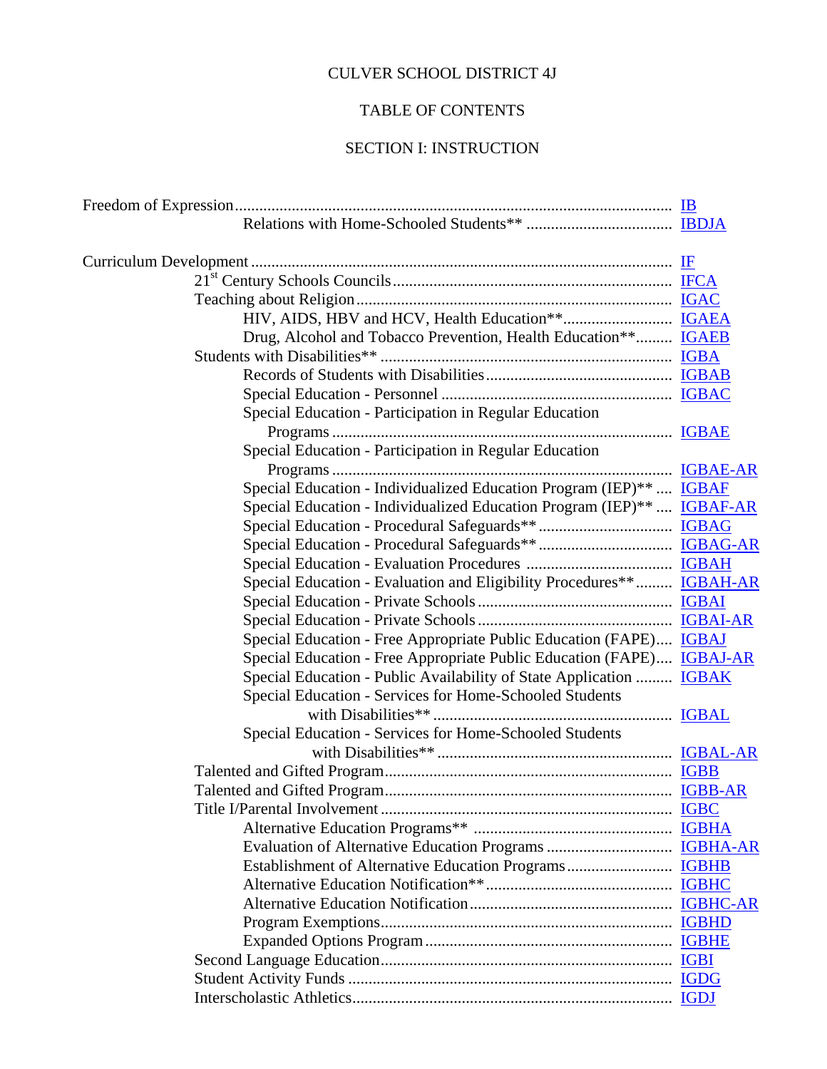CULVER SCHOOL DISTRICT 4J

TABLE OF CONTENTS

SECTION I: INSTRUCTION

| Title | Code |
|---|---|
| Freedom of Expression | IB |
| Relations with Home-Schooled Students** | IBDJA |
| Curriculum Development | IF |
| 21st Century Schools Councils | IFCA |
| Teaching about Religion | IGAC |
| HIV, AIDS, HBV and HCV, Health Education** | IGAEA |
| Drug, Alcohol and Tobacco Prevention, Health Education** | IGAEB |
| Students with Disabilities** | IGBA |
| Records of Students with Disabilities | IGBAB |
| Special Education - Personnel | IGBAC |
| Special Education - Participation in Regular Education Programs | IGBAE |
| Special Education - Participation in Regular Education Programs | IGBAE-AR |
| Special Education - Individualized Education Program (IEP)** | IGBAF |
| Special Education - Individualized Education Program (IEP)** | IGBAF-AR |
| Special Education - Procedural Safeguards** | IGBAG |
| Special Education - Procedural Safeguards** | IGBAG-AR |
| Special Education - Evaluation Procedures | IGBAH |
| Special Education - Evaluation and Eligibility Procedures** | IGBAH-AR |
| Special Education - Private Schools | IGBAI |
| Special Education - Private Schools | IGBAI-AR |
| Special Education - Free Appropriate Public Education (FAPE) | IGBAJ |
| Special Education - Free Appropriate Public Education (FAPE) | IGBAJ-AR |
| Special Education - Public Availability of State Application | IGBAK |
| Special Education - Services for Home-Schooled Students with Disabilities** | IGBAL |
| Special Education - Services for Home-Schooled Students with Disabilities** | IGBAL-AR |
| Talented and Gifted Program | IGBB |
| Talented and Gifted Program | IGBB-AR |
| Title I/Parental Involvement | IGBC |
| Alternative Education Programs** | IGBHA |
| Evaluation of Alternative Education Programs | IGBHA-AR |
| Establishment of Alternative Education Programs | IGBHB |
| Alternative Education Notification** | IGBHC |
| Alternative Education Notification | IGBHC-AR |
| Program Exemptions | IGBHD |
| Expanded Options Program | IGBHE |
| Second Language Education | IGBI |
| Student Activity Funds | IGDG |
| Interscholastic Athletics | IGDJ |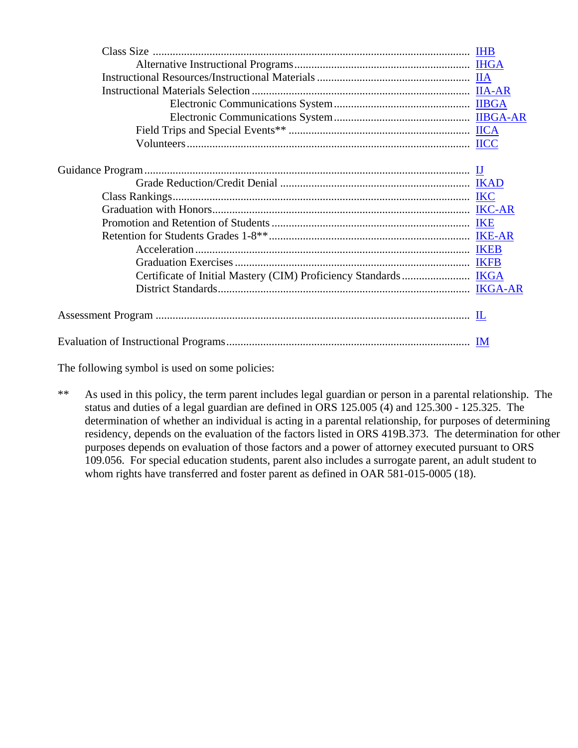Class Size ........................................ [IHB](#)

Alternative Instructional Programs ........................................ [IHGA](#)

Instructional Resources/Instructional Materials ........................................ [IIA](#)

Instructional Materials Selection ........................................ [IIA-AR](#)

Electronic Communications System ........................................ [IIBGA](#)

Electronic Communications System ........................................ [IIBGA-AR](#)

Field Trips and Special Events** ........................................ [IICA](#)

Volunteers ........................................ [IICC](#)

Guidance Program ........................................ [IJ](#)

Grade Reduction/Credit Denial ........................................ [IKAD](#)

Class Rankings ........................................ [IKC](#)

Graduation with Honors ........................................ [IKC-AR](#)

Promotion and Retention of Students ........................................ [IKE](#)

Retention for Students Grades 1-8** ........................................ [IKE-AR](#)

Acceleration ........................................ [IKEB](#)

Graduation Exercises ........................................ [IKFB](#)

Certificate of Initial Mastery (CIM) Proficiency Standards ........................................ [IKGA](#)

District Standards ........................................ [IKGA-AR](#)

Assessment Program ........................................ [IL](#)

Evaluation of Instructional Programs ........................................ [IM](#)

The following symbol is used on some policies:

** As used in this policy, the term parent includes legal guardian or person in a parental relationship. The status and duties of a legal guardian are defined in ORS 125.005 (4) and 125.300 - 125.325. The determination of whether an individual is acting in a parental relationship, for purposes of determining residency, depends on the evaluation of the factors listed in ORS 419B.373. The determination for other purposes depends on evaluation of those factors and a power of attorney executed pursuant to ORS 109.056. For special education students, parent also includes a surrogate parent, an adult student to whom rights have transferred and foster parent as defined in OAR 581-015-0005 (18).